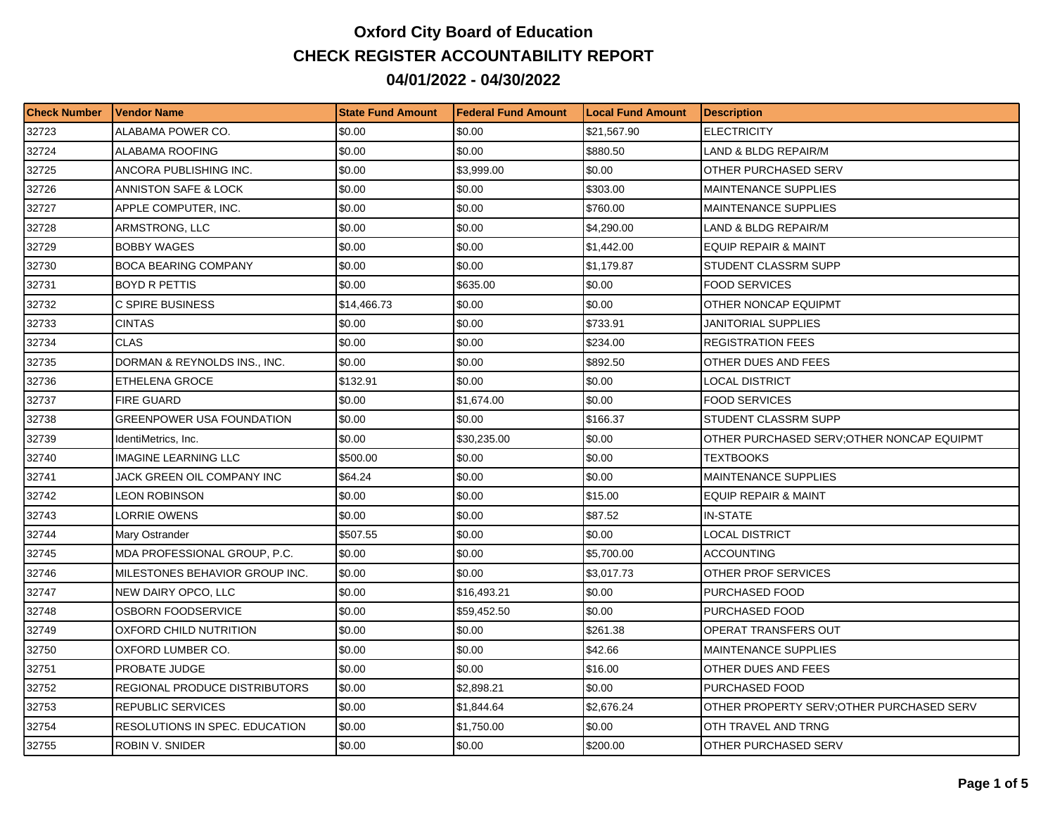# Oxford City Board of Education

## CHECK REGISTER ACCOUNTABILITY REPORT

## 04/01/2022 - 04/30/2022

| Check Number | Vendor Name | State Fund Amount | Federal Fund Amount | Local Fund Amount | Description |
|---|---|---|---|---|---|
| 32723 | ALABAMA POWER CO. | $0.00 | $0.00 | $21,567.90 | ELECTRICITY |
| 32724 | ALABAMA ROOFING | $0.00 | $0.00 | $880.50 | LAND & BLDG REPAIR/M |
| 32725 | ANCORA PUBLISHING INC. | $0.00 | $3,999.00 | $0.00 | OTHER PURCHASED SERV |
| 32726 | ANNISTON SAFE & LOCK | $0.00 | $0.00 | $303.00 | MAINTENANCE SUPPLIES |
| 32727 | APPLE COMPUTER, INC. | $0.00 | $0.00 | $760.00 | MAINTENANCE SUPPLIES |
| 32728 | ARMSTRONG, LLC | $0.00 | $0.00 | $4,290.00 | LAND & BLDG REPAIR/M |
| 32729 | BOBBY WAGES | $0.00 | $0.00 | $1,442.00 | EQUIP REPAIR & MAINT |
| 32730 | BOCA BEARING COMPANY | $0.00 | $0.00 | $1,179.87 | STUDENT CLASSRM SUPP |
| 32731 | BOYD R PETTIS | $0.00 | $635.00 | $0.00 | FOOD SERVICES |
| 32732 | C SPIRE BUSINESS | $14,466.73 | $0.00 | $0.00 | OTHER NONCAP EQUIPMT |
| 32733 | CINTAS | $0.00 | $0.00 | $733.91 | JANITORIAL SUPPLIES |
| 32734 | CLAS | $0.00 | $0.00 | $234.00 | REGISTRATION FEES |
| 32735 | DORMAN & REYNOLDS INS., INC. | $0.00 | $0.00 | $892.50 | OTHER DUES AND FEES |
| 32736 | ETHELENA GROCE | $132.91 | $0.00 | $0.00 | LOCAL DISTRICT |
| 32737 | FIRE GUARD | $0.00 | $1,674.00 | $0.00 | FOOD SERVICES |
| 32738 | GREENPOWER USA FOUNDATION | $0.00 | $0.00 | $166.37 | STUDENT CLASSRM SUPP |
| 32739 | IdentiMetrics, Inc. | $0.00 | $30,235.00 | $0.00 | OTHER PURCHASED SERV;OTHER NONCAP EQUIPMT |
| 32740 | IMAGINE LEARNING LLC | $500.00 | $0.00 | $0.00 | TEXTBOOKS |
| 32741 | JACK GREEN OIL COMPANY INC | $64.24 | $0.00 | $0.00 | MAINTENANCE SUPPLIES |
| 32742 | LEON ROBINSON | $0.00 | $0.00 | $15.00 | EQUIP REPAIR & MAINT |
| 32743 | LORRIE OWENS | $0.00 | $0.00 | $87.52 | IN-STATE |
| 32744 | Mary Ostrander | $507.55 | $0.00 | $0.00 | LOCAL DISTRICT |
| 32745 | MDA PROFESSIONAL GROUP, P.C. | $0.00 | $0.00 | $5,700.00 | ACCOUNTING |
| 32746 | MILESTONES BEHAVIOR GROUP INC. | $0.00 | $0.00 | $3,017.73 | OTHER PROF SERVICES |
| 32747 | NEW DAIRY OPCO, LLC | $0.00 | $16,493.21 | $0.00 | PURCHASED FOOD |
| 32748 | OSBORN FOODSERVICE | $0.00 | $59,452.50 | $0.00 | PURCHASED FOOD |
| 32749 | OXFORD CHILD NUTRITION | $0.00 | $0.00 | $261.38 | OPERAT TRANSFERS OUT |
| 32750 | OXFORD LUMBER CO. | $0.00 | $0.00 | $42.66 | MAINTENANCE SUPPLIES |
| 32751 | PROBATE JUDGE | $0.00 | $0.00 | $16.00 | OTHER DUES AND FEES |
| 32752 | REGIONAL PRODUCE DISTRIBUTORS | $0.00 | $2,898.21 | $0.00 | PURCHASED FOOD |
| 32753 | REPUBLIC SERVICES | $0.00 | $1,844.64 | $2,676.24 | OTHER PROPERTY SERV;OTHER PURCHASED SERV |
| 32754 | RESOLUTIONS IN SPEC. EDUCATION | $0.00 | $1,750.00 | $0.00 | OTH TRAVEL AND TRNG |
| 32755 | ROBIN V. SNIDER | $0.00 | $0.00 | $200.00 | OTHER PURCHASED SERV |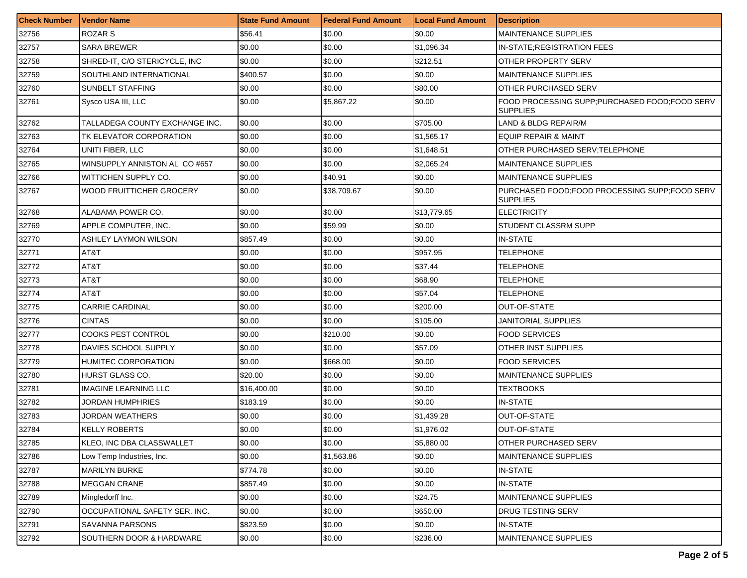| Check Number | Vendor Name | State Fund Amount | Federal Fund Amount | Local Fund Amount | Description |
|---|---|---|---|---|---|
| 32756 | ROZAR S | $56.41 | $0.00 | $0.00 | MAINTENANCE SUPPLIES |
| 32757 | SARA BREWER | $0.00 | $0.00 | $1,096.34 | IN-STATE;REGISTRATION FEES |
| 32758 | SHRED-IT, C/O STERICYCLE, INC | $0.00 | $0.00 | $212.51 | OTHER PROPERTY SERV |
| 32759 | SOUTHLAND INTERNATIONAL | $400.57 | $0.00 | $0.00 | MAINTENANCE SUPPLIES |
| 32760 | SUNBELT STAFFING | $0.00 | $0.00 | $80.00 | OTHER PURCHASED SERV |
| 32761 | Sysco USA III, LLC | $0.00 | $5,867.22 | $0.00 | FOOD PROCESSING SUPP;PURCHASED FOOD;FOOD SERV SUPPLIES |
| 32762 | TALLADEGA COUNTY EXCHANGE INC. | $0.00 | $0.00 | $705.00 | LAND & BLDG REPAIR/M |
| 32763 | TK ELEVATOR CORPORATION | $0.00 | $0.00 | $1,565.17 | EQUIP REPAIR & MAINT |
| 32764 | UNITI FIBER, LLC | $0.00 | $0.00 | $1,648.51 | OTHER PURCHASED SERV;TELEPHONE |
| 32765 | WINSUPPLY ANNISTON AL CO #657 | $0.00 | $0.00 | $2,065.24 | MAINTENANCE SUPPLIES |
| 32766 | WITTICHEN SUPPLY CO. | $0.00 | $40.91 | $0.00 | MAINTENANCE SUPPLIES |
| 32767 | WOOD FRUITTICHER GROCERY | $0.00 | $38,709.67 | $0.00 | PURCHASED FOOD;FOOD PROCESSING SUPP;FOOD SERV SUPPLIES |
| 32768 | ALABAMA POWER CO. | $0.00 | $0.00 | $13,779.65 | ELECTRICITY |
| 32769 | APPLE COMPUTER, INC. | $0.00 | $59.99 | $0.00 | STUDENT CLASSRM SUPP |
| 32770 | ASHLEY LAYMON WILSON | $857.49 | $0.00 | $0.00 | IN-STATE |
| 32771 | AT&T | $0.00 | $0.00 | $957.95 | TELEPHONE |
| 32772 | AT&T | $0.00 | $0.00 | $37.44 | TELEPHONE |
| 32773 | AT&T | $0.00 | $0.00 | $68.90 | TELEPHONE |
| 32774 | AT&T | $0.00 | $0.00 | $57.04 | TELEPHONE |
| 32775 | CARRIE CARDINAL | $0.00 | $0.00 | $200.00 | OUT-OF-STATE |
| 32776 | CINTAS | $0.00 | $0.00 | $105.00 | JANITORIAL SUPPLIES |
| 32777 | COOKS PEST CONTROL | $0.00 | $210.00 | $0.00 | FOOD SERVICES |
| 32778 | DAVIES SCHOOL SUPPLY | $0.00 | $0.00 | $57.09 | OTHER INST SUPPLIES |
| 32779 | HUMITEC CORPORATION | $0.00 | $668.00 | $0.00 | FOOD SERVICES |
| 32780 | HURST GLASS CO. | $20.00 | $0.00 | $0.00 | MAINTENANCE SUPPLIES |
| 32781 | IMAGINE LEARNING LLC | $16,400.00 | $0.00 | $0.00 | TEXTBOOKS |
| 32782 | JORDAN HUMPHRIES | $183.19 | $0.00 | $0.00 | IN-STATE |
| 32783 | JORDAN WEATHERS | $0.00 | $0.00 | $1,439.28 | OUT-OF-STATE |
| 32784 | KELLY ROBERTS | $0.00 | $0.00 | $1,976.02 | OUT-OF-STATE |
| 32785 | KLEO, INC DBA CLASSWALLET | $0.00 | $0.00 | $5,880.00 | OTHER PURCHASED SERV |
| 32786 | Low Temp Industries, Inc. | $0.00 | $1,563.86 | $0.00 | MAINTENANCE SUPPLIES |
| 32787 | MARILYN BURKE | $774.78 | $0.00 | $0.00 | IN-STATE |
| 32788 | MEGGAN CRANE | $857.49 | $0.00 | $0.00 | IN-STATE |
| 32789 | Mingledorff Inc. | $0.00 | $0.00 | $24.75 | MAINTENANCE SUPPLIES |
| 32790 | OCCUPATIONAL SAFETY SER. INC. | $0.00 | $0.00 | $650.00 | DRUG TESTING SERV |
| 32791 | SAVANNA PARSONS | $823.59 | $0.00 | $0.00 | IN-STATE |
| 32792 | SOUTHERN DOOR & HARDWARE | $0.00 | $0.00 | $236.00 | MAINTENANCE SUPPLIES |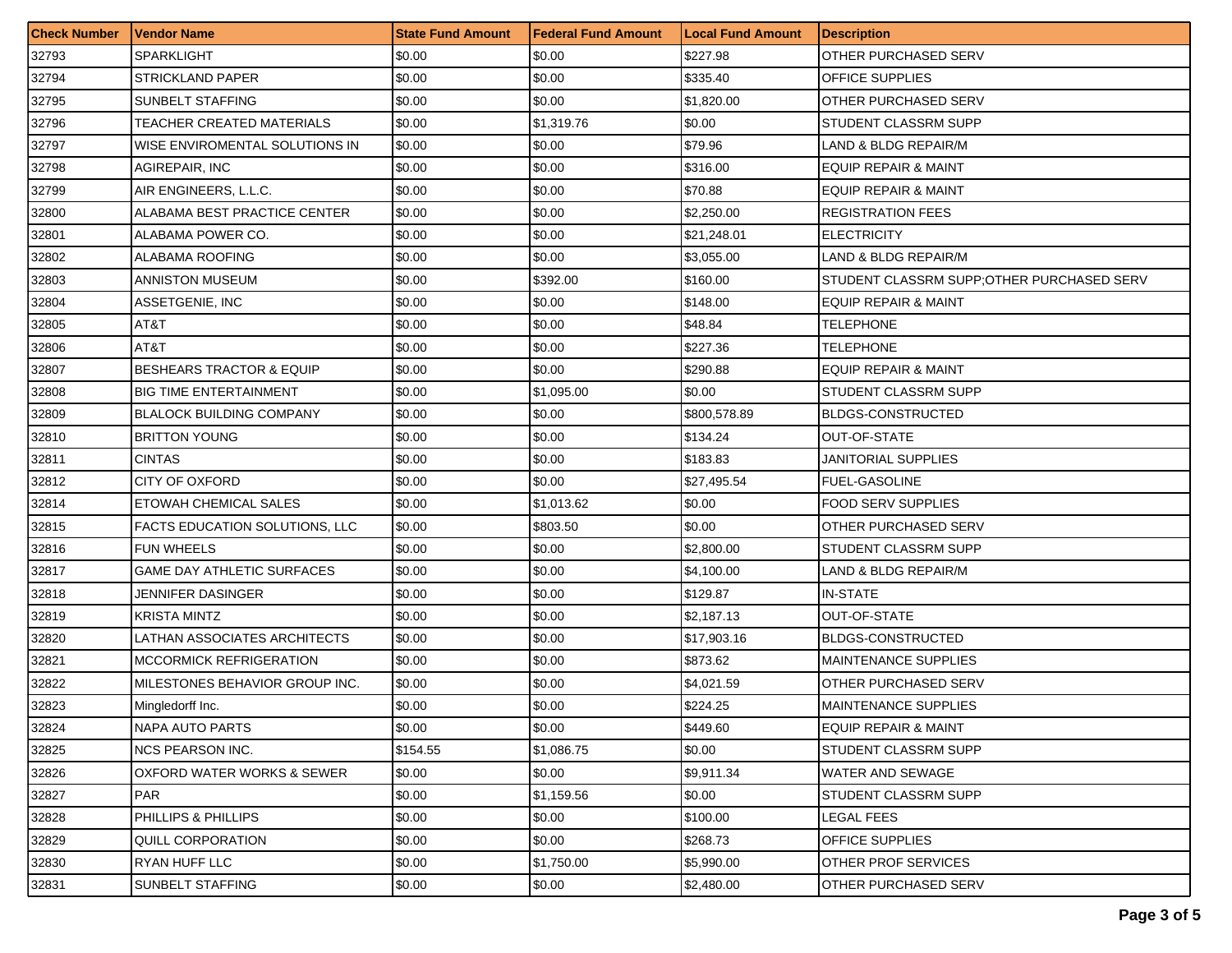| Check Number | Vendor Name | State Fund Amount | Federal Fund Amount | Local Fund Amount | Description |
|---|---|---|---|---|---|
| 32793 | SPARKLIGHT | $0.00 | $0.00 | $227.98 | OTHER PURCHASED SERV |
| 32794 | STRICKLAND PAPER | $0.00 | $0.00 | $335.40 | OFFICE SUPPLIES |
| 32795 | SUNBELT STAFFING | $0.00 | $0.00 | $1,820.00 | OTHER PURCHASED SERV |
| 32796 | TEACHER CREATED MATERIALS | $0.00 | $1,319.76 | $0.00 | STUDENT CLASSRM SUPP |
| 32797 | WISE ENVIROMENTAL SOLUTIONS IN | $0.00 | $0.00 | $79.96 | LAND & BLDG REPAIR/M |
| 32798 | AGIREPAIR, INC | $0.00 | $0.00 | $316.00 | EQUIP REPAIR & MAINT |
| 32799 | AIR ENGINEERS, L.L.C. | $0.00 | $0.00 | $70.88 | EQUIP REPAIR & MAINT |
| 32800 | ALABAMA BEST PRACTICE CENTER | $0.00 | $0.00 | $2,250.00 | REGISTRATION FEES |
| 32801 | ALABAMA POWER CO. | $0.00 | $0.00 | $21,248.01 | ELECTRICITY |
| 32802 | ALABAMA ROOFING | $0.00 | $0.00 | $3,055.00 | LAND & BLDG REPAIR/M |
| 32803 | ANNISTON MUSEUM | $0.00 | $392.00 | $160.00 | STUDENT CLASSRM SUPP;OTHER PURCHASED SERV |
| 32804 | ASSETGENIE, INC | $0.00 | $0.00 | $148.00 | EQUIP REPAIR & MAINT |
| 32805 | AT&T | $0.00 | $0.00 | $48.84 | TELEPHONE |
| 32806 | AT&T | $0.00 | $0.00 | $227.36 | TELEPHONE |
| 32807 | BESHEARS TRACTOR & EQUIP | $0.00 | $0.00 | $290.88 | EQUIP REPAIR & MAINT |
| 32808 | BIG TIME ENTERTAINMENT | $0.00 | $1,095.00 | $0.00 | STUDENT CLASSRM SUPP |
| 32809 | BLALOCK BUILDING COMPANY | $0.00 | $0.00 | $800,578.89 | BLDGS-CONSTRUCTED |
| 32810 | BRITTON YOUNG | $0.00 | $0.00 | $134.24 | OUT-OF-STATE |
| 32811 | CINTAS | $0.00 | $0.00 | $183.83 | JANITORIAL SUPPLIES |
| 32812 | CITY OF OXFORD | $0.00 | $0.00 | $27,495.54 | FUEL-GASOLINE |
| 32814 | ETOWAH CHEMICAL SALES | $0.00 | $1,013.62 | $0.00 | FOOD SERV SUPPLIES |
| 32815 | FACTS EDUCATION SOLUTIONS, LLC | $0.00 | $803.50 | $0.00 | OTHER PURCHASED SERV |
| 32816 | FUN WHEELS | $0.00 | $0.00 | $2,800.00 | STUDENT CLASSRM SUPP |
| 32817 | GAME DAY ATHLETIC SURFACES | $0.00 | $0.00 | $4,100.00 | LAND & BLDG REPAIR/M |
| 32818 | JENNIFER DASINGER | $0.00 | $0.00 | $129.87 | IN-STATE |
| 32819 | KRISTA MINTZ | $0.00 | $0.00 | $2,187.13 | OUT-OF-STATE |
| 32820 | LATHAN ASSOCIATES ARCHITECTS | $0.00 | $0.00 | $17,903.16 | BLDGS-CONSTRUCTED |
| 32821 | MCCORMICK REFRIGERATION | $0.00 | $0.00 | $873.62 | MAINTENANCE SUPPLIES |
| 32822 | MILESTONES BEHAVIOR GROUP INC. | $0.00 | $0.00 | $4,021.59 | OTHER PURCHASED SERV |
| 32823 | Mingledorff Inc. | $0.00 | $0.00 | $224.25 | MAINTENANCE SUPPLIES |
| 32824 | NAPA AUTO PARTS | $0.00 | $0.00 | $449.60 | EQUIP REPAIR & MAINT |
| 32825 | NCS PEARSON INC. | $154.55 | $1,086.75 | $0.00 | STUDENT CLASSRM SUPP |
| 32826 | OXFORD WATER WORKS & SEWER | $0.00 | $0.00 | $9,911.34 | WATER AND SEWAGE |
| 32827 | PAR | $0.00 | $1,159.56 | $0.00 | STUDENT CLASSRM SUPP |
| 32828 | PHILLIPS & PHILLIPS | $0.00 | $0.00 | $100.00 | LEGAL FEES |
| 32829 | QUILL CORPORATION | $0.00 | $0.00 | $268.73 | OFFICE SUPPLIES |
| 32830 | RYAN HUFF LLC | $0.00 | $1,750.00 | $5,990.00 | OTHER PROF SERVICES |
| 32831 | SUNBELT STAFFING | $0.00 | $0.00 | $2,480.00 | OTHER PURCHASED SERV |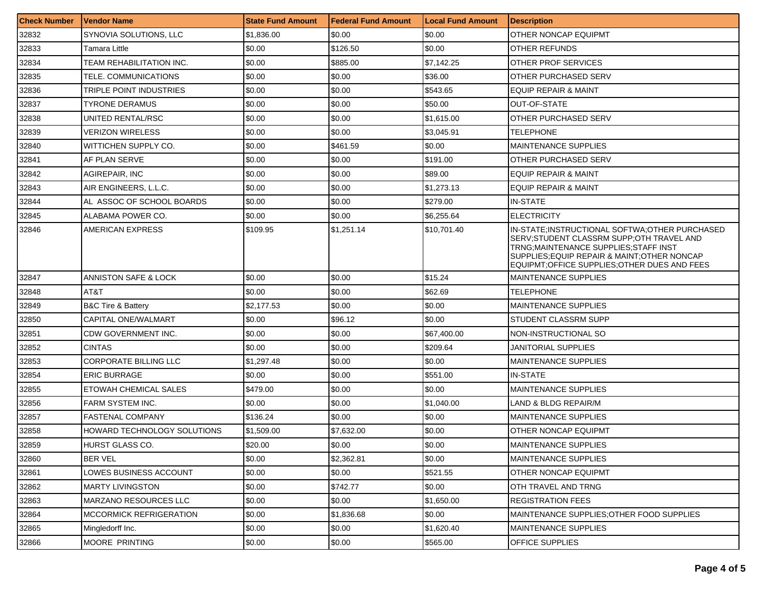| Check Number | Vendor Name | State Fund Amount | Federal Fund Amount | Local Fund Amount | Description |
|---|---|---|---|---|---|
| 32832 | SYNOVIA SOLUTIONS, LLC | $1,836.00 | $0.00 | $0.00 | OTHER NONCAP EQUIPMT |
| 32833 | Tamara Little | $0.00 | $126.50 | $0.00 | OTHER REFUNDS |
| 32834 | TEAM REHABILITATION INC. | $0.00 | $885.00 | $7,142.25 | OTHER PROF SERVICES |
| 32835 | TELE. COMMUNICATIONS | $0.00 | $0.00 | $36.00 | OTHER PURCHASED SERV |
| 32836 | TRIPLE POINT INDUSTRIES | $0.00 | $0.00 | $543.65 | EQUIP REPAIR & MAINT |
| 32837 | TYRONE DERAMUS | $0.00 | $0.00 | $50.00 | OUT-OF-STATE |
| 32838 | UNITED RENTAL/RSC | $0.00 | $0.00 | $1,615.00 | OTHER PURCHASED SERV |
| 32839 | VERIZON WIRELESS | $0.00 | $0.00 | $3,045.91 | TELEPHONE |
| 32840 | WITTICHEN SUPPLY CO. | $0.00 | $461.59 | $0.00 | MAINTENANCE SUPPLIES |
| 32841 | AF PLAN SERVE | $0.00 | $0.00 | $191.00 | OTHER PURCHASED SERV |
| 32842 | AGIREPAIR, INC | $0.00 | $0.00 | $89.00 | EQUIP REPAIR & MAINT |
| 32843 | AIR ENGINEERS, L.L.C. | $0.00 | $0.00 | $1,273.13 | EQUIP REPAIR & MAINT |
| 32844 | AL ASSOC OF SCHOOL BOARDS | $0.00 | $0.00 | $279.00 | IN-STATE |
| 32845 | ALABAMA POWER CO. | $0.00 | $0.00 | $6,255.64 | ELECTRICITY |
| 32846 | AMERICAN EXPRESS | $109.95 | $1,251.14 | $10,701.40 | IN-STATE;INSTRUCTIONAL SOFTWA;OTHER PURCHASED SERV;STUDENT CLASSRM SUPP;OTH TRAVEL AND TRNG;MAINTENANCE SUPPLIES;STAFF INST SUPPLIES;EQUIP REPAIR & MAINT;OTHER NONCAP EQUIPMT;OFFICE SUPPLIES;OTHER DUES AND FEES |
| 32847 | ANNISTON SAFE & LOCK | $0.00 | $0.00 | $15.24 | MAINTENANCE SUPPLIES |
| 32848 | AT&T | $0.00 | $0.00 | $62.69 | TELEPHONE |
| 32849 | B&C Tire & Battery | $2,177.53 | $0.00 | $0.00 | MAINTENANCE SUPPLIES |
| 32850 | CAPITAL ONE/WALMART | $0.00 | $96.12 | $0.00 | STUDENT CLASSRM SUPP |
| 32851 | CDW GOVERNMENT INC. | $0.00 | $0.00 | $67,400.00 | NON-INSTRUCTIONAL SO |
| 32852 | CINTAS | $0.00 | $0.00 | $209.64 | JANITORIAL SUPPLIES |
| 32853 | CORPORATE BILLING LLC | $1,297.48 | $0.00 | $0.00 | MAINTENANCE SUPPLIES |
| 32854 | ERIC BURRAGE | $0.00 | $0.00 | $551.00 | IN-STATE |
| 32855 | ETOWAH CHEMICAL SALES | $479.00 | $0.00 | $0.00 | MAINTENANCE SUPPLIES |
| 32856 | FARM SYSTEM INC. | $0.00 | $0.00 | $1,040.00 | LAND & BLDG REPAIR/M |
| 32857 | FASTENAL COMPANY | $136.24 | $0.00 | $0.00 | MAINTENANCE SUPPLIES |
| 32858 | HOWARD TECHNOLOGY SOLUTIONS | $1,509.00 | $7,632.00 | $0.00 | OTHER NONCAP EQUIPMT |
| 32859 | HURST GLASS CO. | $20.00 | $0.00 | $0.00 | MAINTENANCE SUPPLIES |
| 32860 | BER VEL | $0.00 | $2,362.81 | $0.00 | MAINTENANCE SUPPLIES |
| 32861 | LOWES BUSINESS ACCOUNT | $0.00 | $0.00 | $521.55 | OTHER NONCAP EQUIPMT |
| 32862 | MARTY LIVINGSTON | $0.00 | $742.77 | $0.00 | OTH TRAVEL AND TRNG |
| 32863 | MARZANO RESOURCES LLC | $0.00 | $0.00 | $1,650.00 | REGISTRATION FEES |
| 32864 | MCCORMICK REFRIGERATION | $0.00 | $1,836.68 | $0.00 | MAINTENANCE SUPPLIES;OTHER FOOD SUPPLIES |
| 32865 | Mingledorff Inc. | $0.00 | $0.00 | $1,620.40 | MAINTENANCE SUPPLIES |
| 32866 | MOORE PRINTING | $0.00 | $0.00 | $565.00 | OFFICE SUPPLIES |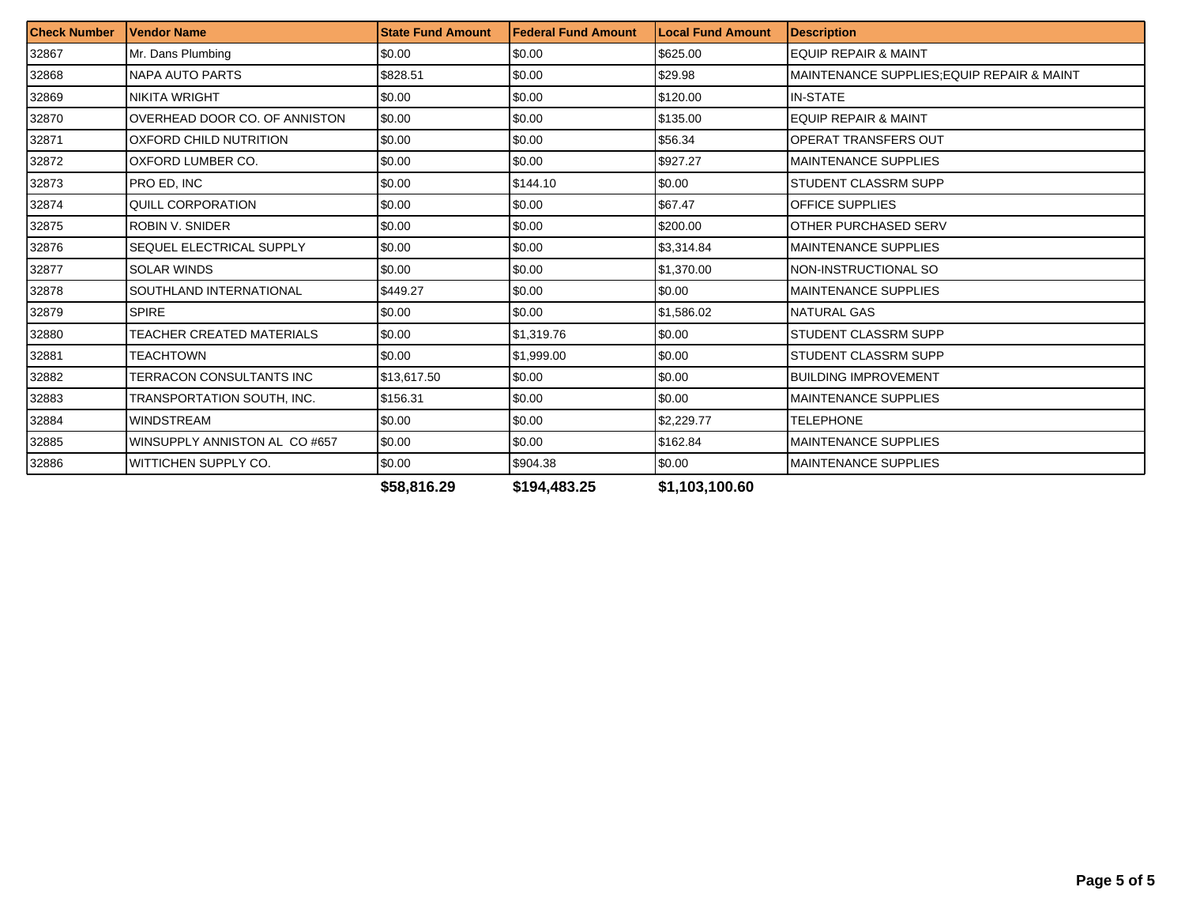| Check Number | Vendor Name | State Fund Amount | Federal Fund Amount | Local Fund Amount | Description |
|---|---|---|---|---|---|
| 32867 | Mr. Dans Plumbing | $0.00 | $0.00 | $625.00 | EQUIP REPAIR & MAINT |
| 32868 | NAPA AUTO PARTS | $828.51 | $0.00 | $29.98 | MAINTENANCE SUPPLIES;EQUIP REPAIR & MAINT |
| 32869 | NIKITA WRIGHT | $0.00 | $0.00 | $120.00 | IN-STATE |
| 32870 | OVERHEAD DOOR CO. OF ANNISTON | $0.00 | $0.00 | $135.00 | EQUIP REPAIR & MAINT |
| 32871 | OXFORD CHILD NUTRITION | $0.00 | $0.00 | $56.34 | OPERAT TRANSFERS OUT |
| 32872 | OXFORD LUMBER CO. | $0.00 | $0.00 | $927.27 | MAINTENANCE SUPPLIES |
| 32873 | PRO ED, INC | $0.00 | $144.10 | $0.00 | STUDENT CLASSRM SUPP |
| 32874 | QUILL CORPORATION | $0.00 | $0.00 | $67.47 | OFFICE SUPPLIES |
| 32875 | ROBIN V. SNIDER | $0.00 | $0.00 | $200.00 | OTHER PURCHASED SERV |
| 32876 | SEQUEL ELECTRICAL SUPPLY | $0.00 | $0.00 | $3,314.84 | MAINTENANCE SUPPLIES |
| 32877 | SOLAR WINDS | $0.00 | $0.00 | $1,370.00 | NON-INSTRUCTIONAL SO |
| 32878 | SOUTHLAND INTERNATIONAL | $449.27 | $0.00 | $0.00 | MAINTENANCE SUPPLIES |
| 32879 | SPIRE | $0.00 | $0.00 | $1,586.02 | NATURAL GAS |
| 32880 | TEACHER CREATED MATERIALS | $0.00 | $1,319.76 | $0.00 | STUDENT CLASSRM SUPP |
| 32881 | TEACHTOWN | $0.00 | $1,999.00 | $0.00 | STUDENT CLASSRM SUPP |
| 32882 | TERRACON CONSULTANTS INC | $13,617.50 | $0.00 | $0.00 | BUILDING IMPROVEMENT |
| 32883 | TRANSPORTATION SOUTH, INC. | $156.31 | $0.00 | $0.00 | MAINTENANCE SUPPLIES |
| 32884 | WINDSTREAM | $0.00 | $0.00 | $2,229.77 | TELEPHONE |
| 32885 | WINSUPPLY ANNISTON AL CO #657 | $0.00 | $0.00 | $162.84 | MAINTENANCE SUPPLIES |
| 32886 | WITTICHEN SUPPLY CO. | $0.00 | $904.38 | $0.00 | MAINTENANCE SUPPLIES |
| | | **$58,816.29** | **$194,483.25** | **$1,103,100.60** | |